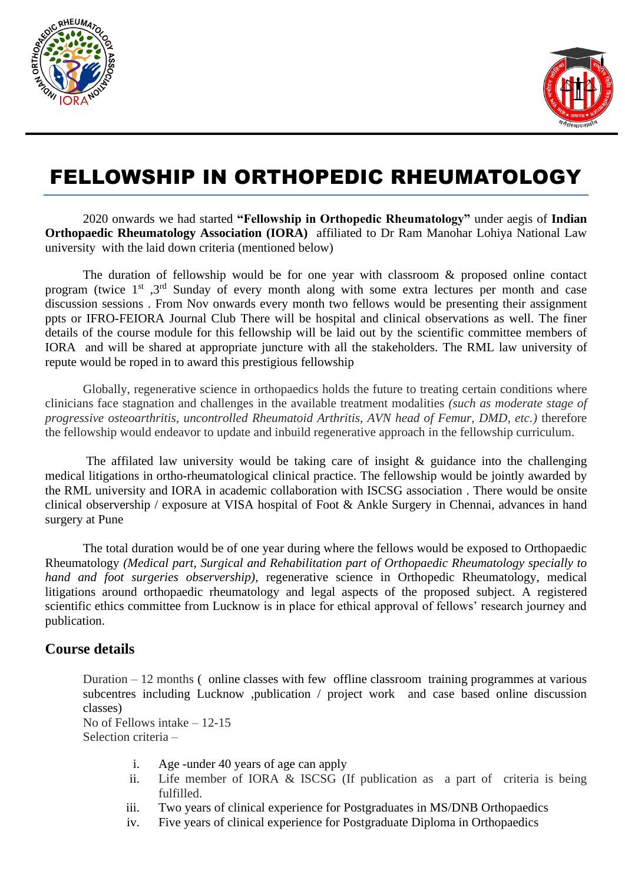# FELLOWSHIP IN ORTHOPEDIC RHEUMATOLOGY

2020 onwards we had started **"Fellowship in Orthopedic Rheumatology"** under aegis of **Indian Orthopaedic Rheumatology Association (IORA)** affiliated to Dr Ram Manohar Lohiya National Law university with the laid down criteria (mentioned below)

The duration of fellowship would be for one year with classroom & proposed online contact program (twice 1st ,3rd Sunday of every month along with some extra lectures per month and case discussion sessions . From Nov onwards every month two fellows would be presenting their assignment ppts or IFRO-FEIORA Journal Club There will be hospital and clinical observations as well. The finer details of the course module for this fellowship will be laid out by the scientific committee members of IORA and will be shared at appropriate juncture with all the stakeholders. The RML law university of repute would be roped in to award this prestigious fellowship

Globally, regenerative science in orthopaedics holds the future to treating certain conditions where clinicians face stagnation and challenges in the available treatment modalities *(such as moderate stage of progressive osteoarthritis, uncontrolled Rheumatoid Arthritis, AVN head of Femur, DMD, etc.)* therefore the fellowship would endeavor to update and inbuild regenerative approach in the fellowship curriculum.

The affilated law university would be taking care of insight & guidance into the challenging medical litigations in ortho-rheumatological clinical practice. The fellowship would be jointly awarded by the RML university and IORA in academic collaboration with ISCSG association . There would be onsite clinical observership / exposure at VISA hospital of Foot & Ankle Surgery in Chennai, advances in hand surgery at Pune

The total duration would be of one year during where the fellows would be exposed to Orthopaedic Rheumatology *(Medical part, Surgical and Rehabilitation part of Orthopaedic Rheumatology specially to hand and foot surgeries observership)*, regenerative science in Orthopedic Rheumatology, medical litigations around orthopaedic rheumatology and legal aspects of the proposed subject. A registered scientific ethics committee from Lucknow is in place for ethical approval of fellows' research journey and publication.

## Course details

Duration – 12 months ( online classes with few offline classroom training programmes at various subcentres including Lucknow ,publication / project work and case based online discussion classes)

No of Fellows intake – 12-15

Selection criteria –

i. Age -under 40 years of age can apply
ii. Life member of IORA & ISCSG (If publication as a part of criteria is being fulfilled.
iii. Two years of clinical experience for Postgraduates in MS/DNB Orthopaedics
iv. Five years of clinical experience for Postgraduate Diploma in Orthopaedics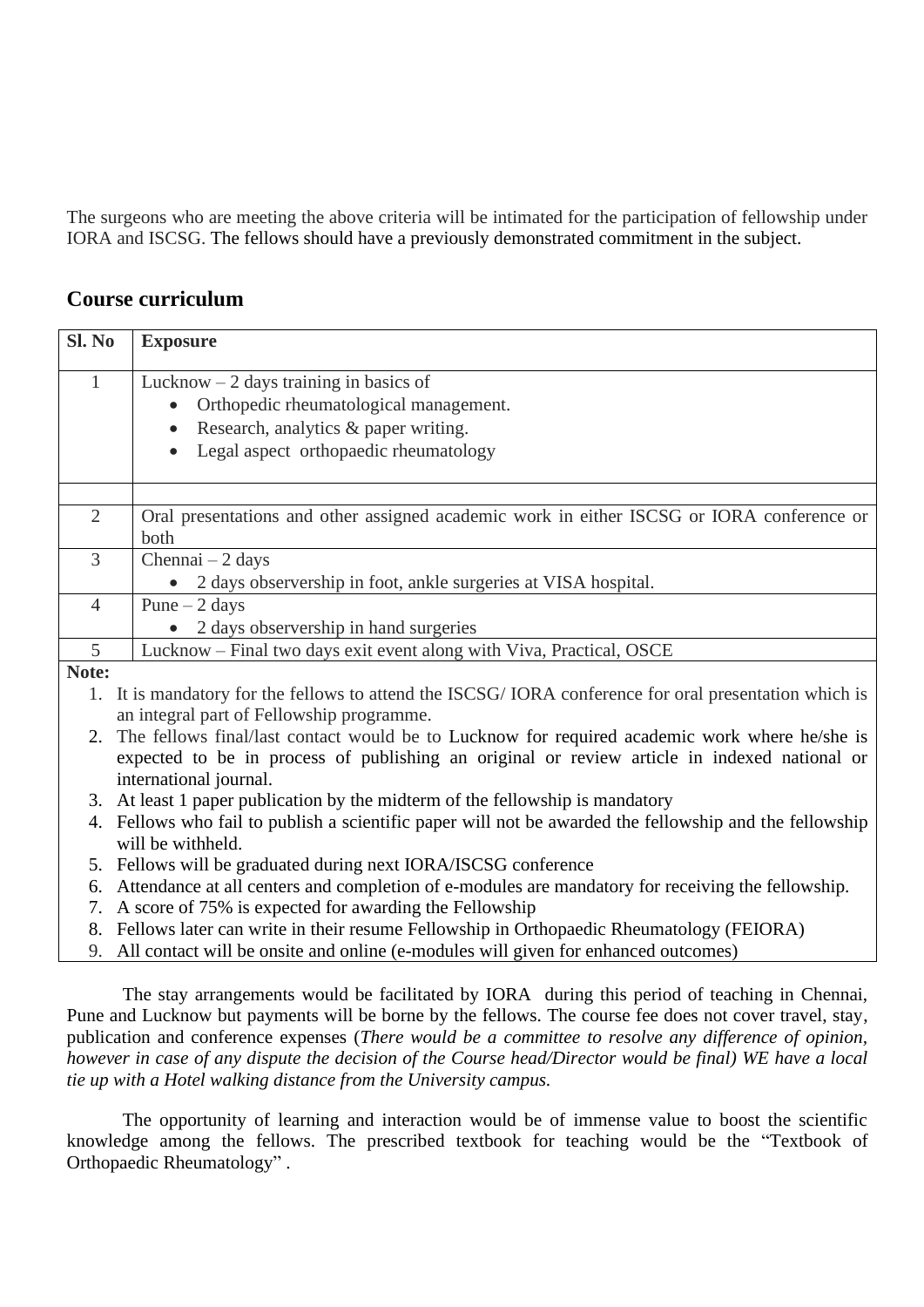The surgeons who are meeting the above criteria will be intimated for the participation of fellowship under IORA and ISCSG. The fellows should have a previously demonstrated commitment in the subject.

## Course curriculum

| Sl. No | Exposure |
|---|---|
| 1 | Lucknow – 2 days training in basics of<br>• Orthopedic rheumatological management.<br>• Research, analytics & paper writing.<br>• Legal aspect orthopaedic rheumatology |
| | |
| 2 | Oral presentations and other assigned academic work in either ISCSG or IORA conference or both |
| 3 | Chennai – 2 days<br>• 2 days observership in foot, ankle surgeries at VISA hospital. |
| 4 | Pune – 2 days<br>• 2 days observership in hand surgeries |
| 5 | Lucknow – Final two days exit event along with Viva, Practical, OSCE |

**Note:**

1. It is mandatory for the fellows to attend the ISCSG/ IORA conference for oral presentation which is an integral part of Fellowship programme.
2. The fellows final/last contact would be to Lucknow for required academic work where he/she is expected to be in process of publishing an original or review article in indexed national or international journal.
3. At least 1 paper publication by the midterm of the fellowship is mandatory
4. Fellows who fail to publish a scientific paper will not be awarded the fellowship and the fellowship will be withheld.
5. Fellows will be graduated during next IORA/ISCSG conference
6. Attendance at all centers and completion of e-modules are mandatory for receiving the fellowship.
7. A score of 75% is expected for awarding the Fellowship
8. Fellows later can write in their resume Fellowship in Orthopaedic Rheumatology (FEIORA)
9. All contact will be onsite and online (e-modules will given for enhanced outcomes)

The stay arrangements would be facilitated by IORA during this period of teaching in Chennai, Pune and Lucknow but payments will be borne by the fellows. The course fee does not cover travel, stay, publication and conference expenses (*There would be a committee to resolve any difference of opinion, however in case of any dispute the decision of the Course head/Director would be final) WE have a local tie up with a Hotel walking distance from the University campus.*

The opportunity of learning and interaction would be of immense value to boost the scientific knowledge among the fellows. The prescribed textbook for teaching would be the "Textbook of Orthopaedic Rheumatology" .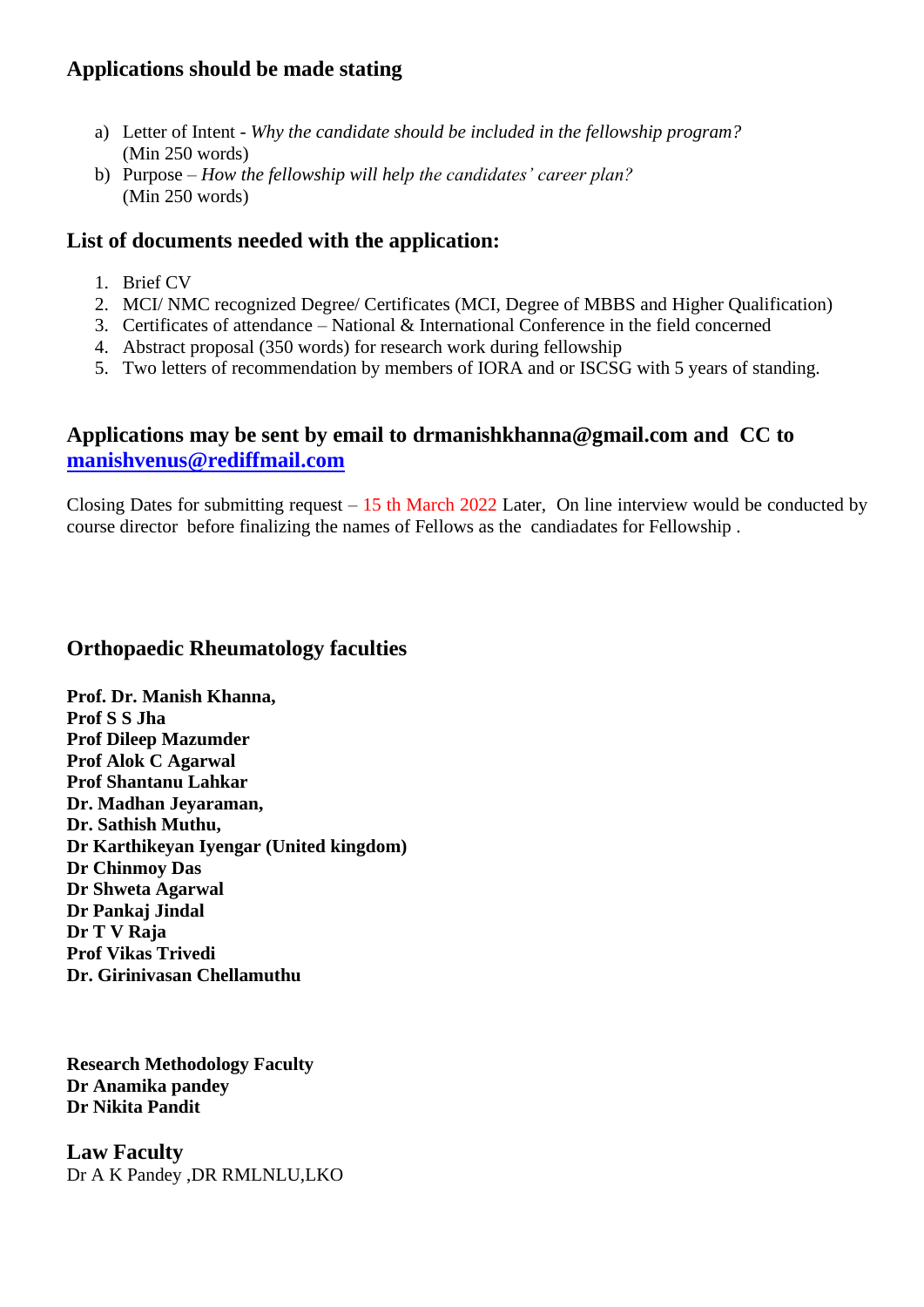### Applications should be made stating

a) Letter of Intent - *Why the candidate should be included in the fellowship program?* (Min 250 words)
b) Purpose – *How the fellowship will help the candidates' career plan?* (Min 250 words)

### List of documents needed with the application:

1. Brief CV
2. MCI/ NMC recognized Degree/ Certificates (MCI, Degree of MBBS and Higher Qualification)
3. Certificates of attendance – National & International Conference in the field concerned
4. Abstract proposal (350 words) for research work during fellowship
5. Two letters of recommendation by members of IORA and or ISCSG with 5 years of standing.

### Applications may be sent by email to drmanishkhanna@gmail.com and CC to manishvenus@rediffmail.com

Closing Dates for submitting request – 15 th March 2022 Later, On line interview would be conducted by course director before finalizing the names of Fellows as the candiadates for Fellowship .

### Orthopaedic Rheumatology faculties

**Prof. Dr. Manish Khanna,**
**Prof S S Jha**
**Prof Dileep Mazumder**
**Prof Alok C Agarwal**
**Prof Shantanu Lahkar**
**Dr. Madhan Jeyaraman,**
**Dr. Sathish Muthu,**
**Dr Karthikeyan Iyengar (United kingdom)**
**Dr Chinmoy Das**
**Dr Shweta Agarwal**
**Dr Pankaj Jindal**
**Dr T V Raja**
**Prof Vikas Trivedi**
**Dr. Girinivasan Chellamuthu**

**Research Methodology Faculty**
**Dr Anamika pandey**
**Dr Nikita Pandit**

### Law Faculty

Dr A K Pandey ,DR RMLNLU,LKO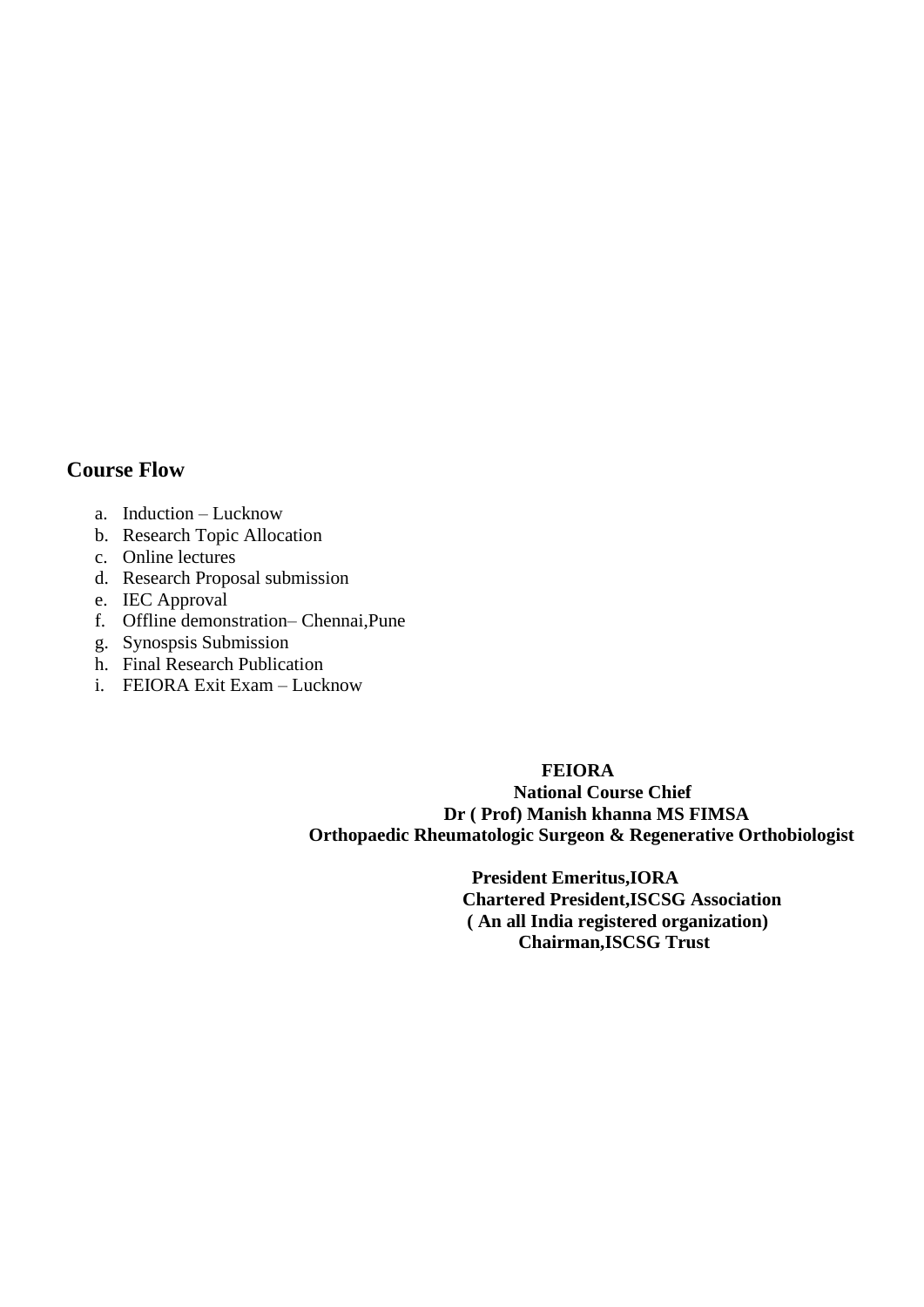## Course Flow

a. Induction – Lucknow
b. Research Topic Allocation
c. Online lectures
d. Research Proposal submission
e. IEC Approval
f. Offline demonstration– Chennai,Pune
g. Synospsis Submission
h. Final Research Publication
i. FEIORA Exit Exam – Lucknow

**FEIORA**
**National Course Chief**
**Dr ( Prof) Manish khanna MS FIMSA**
**Orthopaedic Rheumatologic Surgeon & Regenerative Orthobiologist**

**President Emeritus,IORA**
**Chartered President,ISCSG Association**
**( An all India registered organization)**
**Chairman,ISCSG Trust**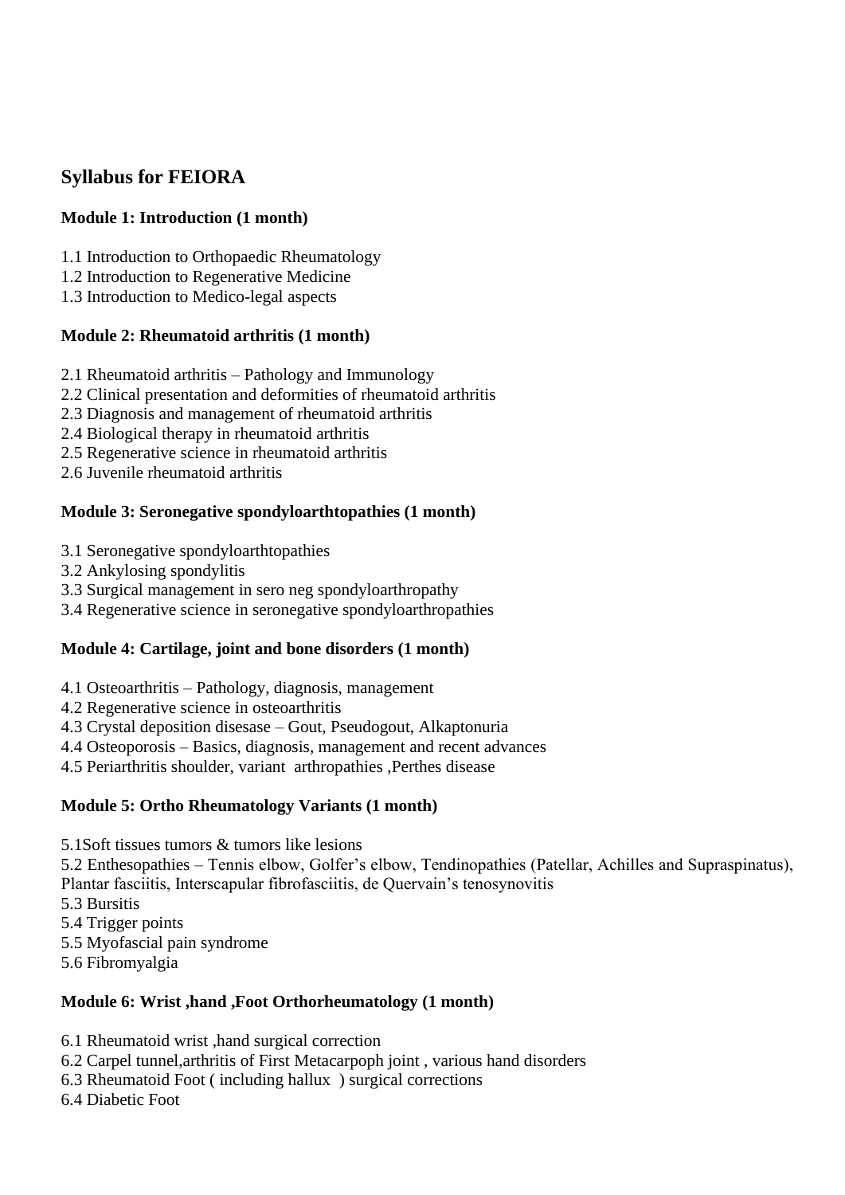## Syllabus for FEIORA

### Module 1: Introduction (1 month)

1.1 Introduction to Orthopaedic Rheumatology
1.2 Introduction to Regenerative Medicine
1.3 Introduction to Medico-legal aspects

### Module 2: Rheumatoid arthritis (1 month)

2.1 Rheumatoid arthritis – Pathology and Immunology
2.2 Clinical presentation and deformities of rheumatoid arthritis
2.3 Diagnosis and management of rheumatoid arthritis
2.4 Biological therapy in rheumatoid arthritis
2.5 Regenerative science in rheumatoid arthritis
2.6 Juvenile rheumatoid arthritis

### Module 3: Seronegative spondyloarthtopathies (1 month)

3.1 Seronegative spondyloarthtopathies
3.2 Ankylosing spondylitis
3.3 Surgical management in sero neg spondyloarthropathy
3.4 Regenerative science in seronegative spondyloarthropathies

### Module 4: Cartilage, joint and bone disorders (1 month)

4.1 Osteoarthritis – Pathology, diagnosis, management
4.2 Regenerative science in osteoarthritis
4.3 Crystal deposition disesase – Gout, Pseudogout, Alkaptonuria
4.4 Osteoporosis – Basics, diagnosis, management and recent advances
4.5 Periarthritis shoulder, variant arthropathies ,Perthes disease

### Module 5: Ortho Rheumatology Variants (1 month)

5.1Soft tissues tumors & tumors like lesions
5.2 Enthesopathies – Tennis elbow, Golfer's elbow, Tendinopathies (Patellar, Achilles and Supraspinatus), Plantar fasciitis, Interscapular fibrofasciitis, de Quervain's tenosynovitis
5.3 Bursitis
5.4 Trigger points
5.5 Myofascial pain syndrome
5.6 Fibromyalgia

### Module 6: Wrist ,hand ,Foot Orthorheumatology (1 month)

6.1 Rheumatoid wrist ,hand surgical correction
6.2 Carpel tunnel,arthritis of First Metacarpoph joint , various hand disorders
6.3 Rheumatoid Foot ( including hallux ) surgical corrections
6.4 Diabetic Foot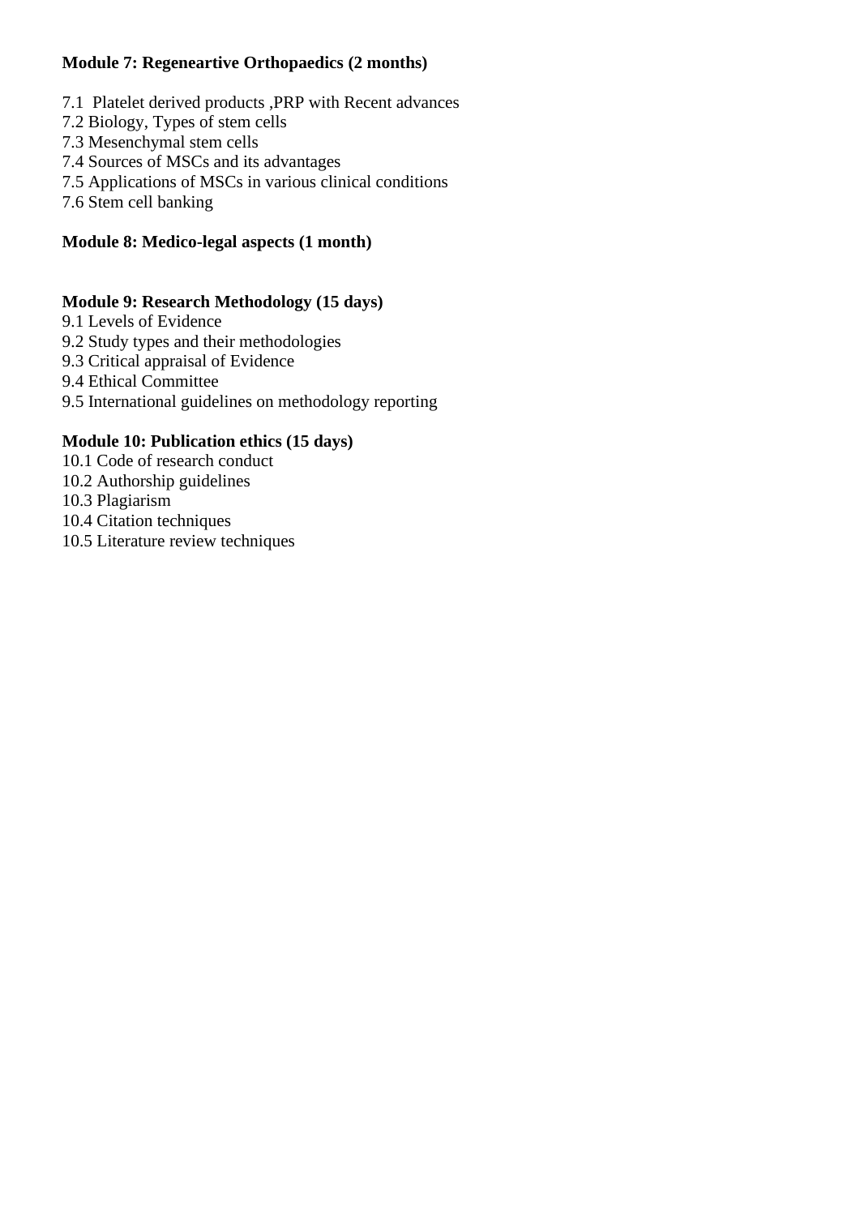**Module 7: Regeneartive Orthopaedics (2 months)**

7.1 Platelet derived products ,PRP with Recent advances
7.2 Biology, Types of stem cells
7.3 Mesenchymal stem cells
7.4 Sources of MSCs and its advantages
7.5 Applications of MSCs in various clinical conditions
7.6 Stem cell banking

**Module 8: Medico-legal aspects (1 month)**

**Module 9: Research Methodology (15 days)**
9.1 Levels of Evidence
9.2 Study types and their methodologies
9.3 Critical appraisal of Evidence
9.4 Ethical Committee
9.5 International guidelines on methodology reporting

**Module 10: Publication ethics (15 days)**
10.1 Code of research conduct
10.2 Authorship guidelines
10.3 Plagiarism
10.4 Citation techniques
10.5 Literature review techniques